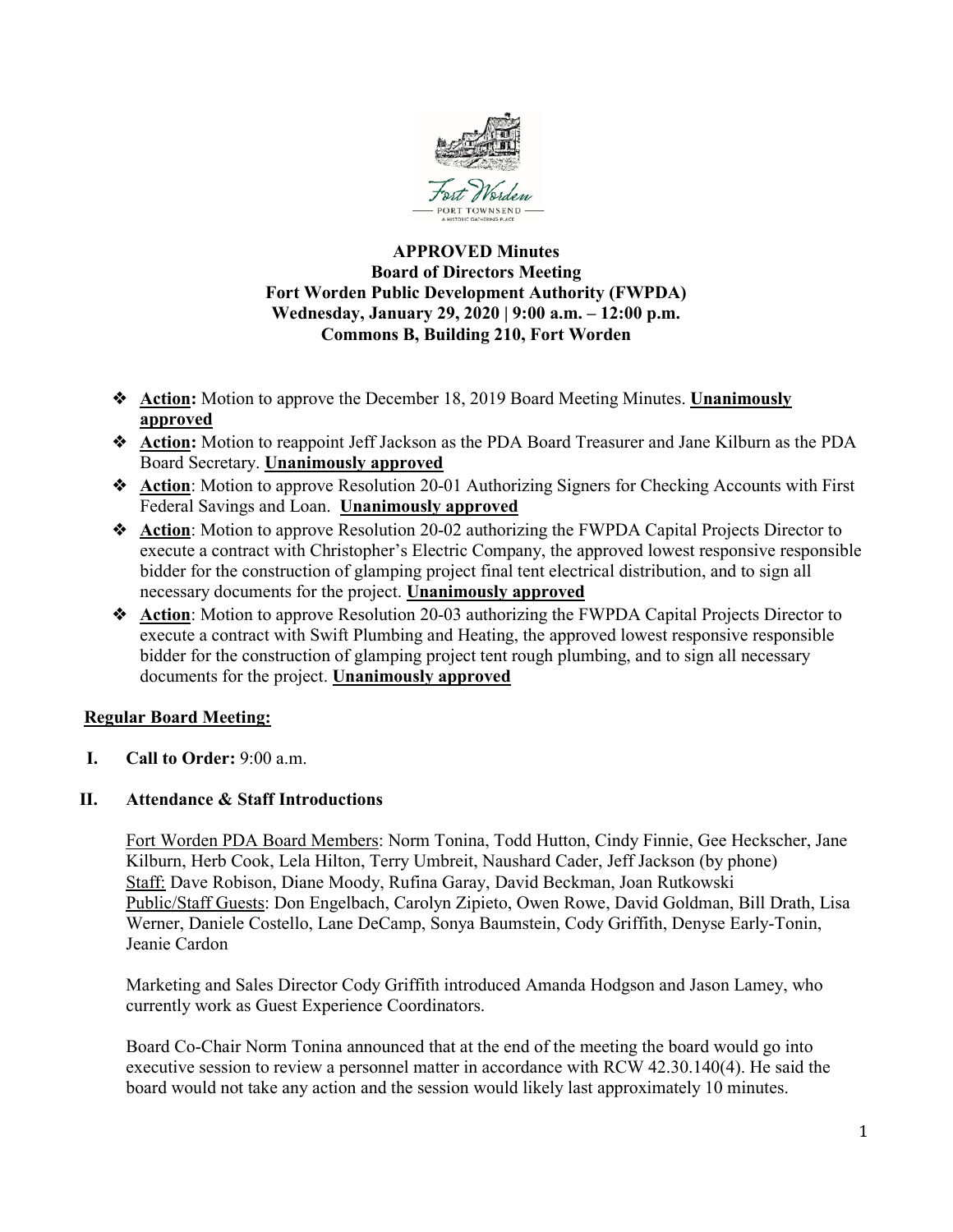**APPROVED Minutes**
**Board of Directors Meeting**
**Fort Worden Public Development Authority (FWPDA)**
**Wednesday, January 29, 2020 | 9:00 a.m. – 12:00 p.m.**
**Commons B, Building 210, Fort Worden**

- **Action:** Motion to approve the December 18, 2019 Board Meeting Minutes. **Unanimously approved**
- **Action:** Motion to reappoint Jeff Jackson as the PDA Board Treasurer and Jane Kilburn as the PDA Board Secretary. **Unanimously approved**
- **Action**: Motion to approve Resolution 20-01 Authorizing Signers for Checking Accounts with First Federal Savings and Loan. **Unanimously approved**
- **Action**: Motion to approve Resolution 20-02 authorizing the FWPDA Capital Projects Director to execute a contract with Christopher's Electric Company, the approved lowest responsive responsible bidder for the construction of glamping project final tent electrical distribution, and to sign all necessary documents for the project. **Unanimously approved**
- **Action**: Motion to approve Resolution 20-03 authorizing the FWPDA Capital Projects Director to execute a contract with Swift Plumbing and Heating, the approved lowest responsive responsible bidder for the construction of glamping project tent rough plumbing, and to sign all necessary documents for the project. **Unanimously approved**

**Regular Board Meeting:**

**I. Call to Order:** 9:00 a.m.

**II. Attendance & Staff Introductions**

Fort Worden PDA Board Members: Norm Tonina, Todd Hutton, Cindy Finnie, Gee Heckscher, Jane Kilburn, Herb Cook, Lela Hilton, Terry Umbreit, Naushard Cader, Jeff Jackson (by phone)
Staff: Dave Robison, Diane Moody, Rufina Garay, David Beckman, Joan Rutkowski
Public/Staff Guests: Don Engelbach, Carolyn Zipieto, Owen Rowe, David Goldman, Bill Drath, Lisa Werner, Daniele Costello, Lane DeCamp, Sonya Baumstein, Cody Griffith, Denyse Early-Tonin, Jeanie Cardon

Marketing and Sales Director Cody Griffith introduced Amanda Hodgson and Jason Lamey, who currently work as Guest Experience Coordinators.

Board Co-Chair Norm Tonina announced that at the end of the meeting the board would go into executive session to review a personnel matter in accordance with RCW 42.30.140(4). He said the board would not take any action and the session would likely last approximately 10 minutes.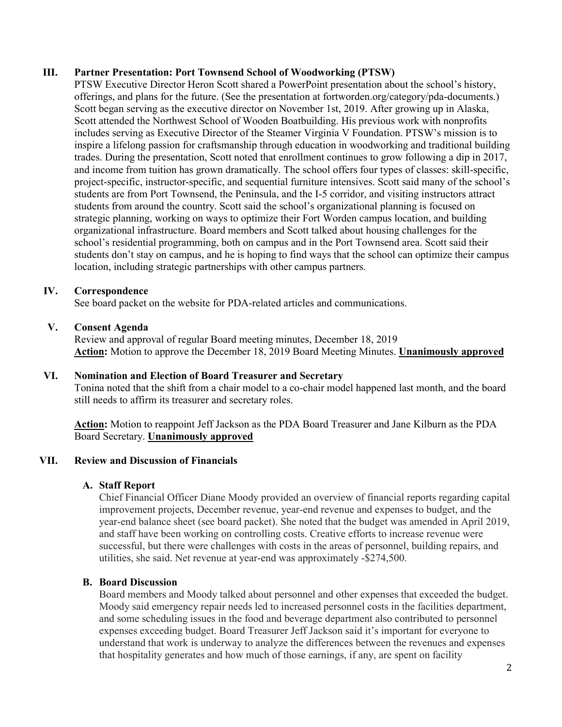## III. Partner Presentation: Port Townsend School of Woodworking (PTSW)

PTSW Executive Director Heron Scott shared a PowerPoint presentation about the school's history, offerings, and plans for the future. (See the presentation at fortworden.org/category/pda-documents.) Scott began serving as the executive director on November 1st, 2019. After growing up in Alaska, Scott attended the Northwest School of Wooden Boatbuilding. His previous work with nonprofits includes serving as Executive Director of the Steamer Virginia V Foundation. PTSW's mission is to inspire a lifelong passion for craftsmanship through education in woodworking and traditional building trades. During the presentation, Scott noted that enrollment continues to grow following a dip in 2017, and income from tuition has grown dramatically. The school offers four types of classes: skill-specific, project-specific, instructor-specific, and sequential furniture intensives. Scott said many of the school's students are from Port Townsend, the Peninsula, and the I-5 corridor, and visiting instructors attract students from around the country. Scott said the school's organizational planning is focused on strategic planning, working on ways to optimize their Fort Worden campus location, and building organizational infrastructure. Board members and Scott talked about housing challenges for the school's residential programming, both on campus and in the Port Townsend area. Scott said their students don't stay on campus, and he is hoping to find ways that the school can optimize their campus location, including strategic partnerships with other campus partners.

## IV. Correspondence

See board packet on the website for PDA-related articles and communications.

## V. Consent Agenda

Review and approval of regular Board meeting minutes, December 18, 2019

**Action:** Motion to approve the December 18, 2019 Board Meeting Minutes. **Unanimously approved**

## VI. Nomination and Election of Board Treasurer and Secretary

Tonina noted that the shift from a chair model to a co-chair model happened last month, and the board still needs to affirm its treasurer and secretary roles.

**Action:** Motion to reappoint Jeff Jackson as the PDA Board Treasurer and Jane Kilburn as the PDA Board Secretary. **Unanimously approved**

## VII. Review and Discussion of Financials

### A. Staff Report

Chief Financial Officer Diane Moody provided an overview of financial reports regarding capital improvement projects, December revenue, year-end revenue and expenses to budget, and the year-end balance sheet (see board packet). She noted that the budget was amended in April 2019, and staff have been working on controlling costs. Creative efforts to increase revenue were successful, but there were challenges with costs in the areas of personnel, building repairs, and utilities, she said. Net revenue at year-end was approximately -$274,500.

### B. Board Discussion

Board members and Moody talked about personnel and other expenses that exceeded the budget. Moody said emergency repair needs led to increased personnel costs in the facilities department, and some scheduling issues in the food and beverage department also contributed to personnel expenses exceeding budget. Board Treasurer Jeff Jackson said it's important for everyone to understand that work is underway to analyze the differences between the revenues and expenses that hospitality generates and how much of those earnings, if any, are spent on facility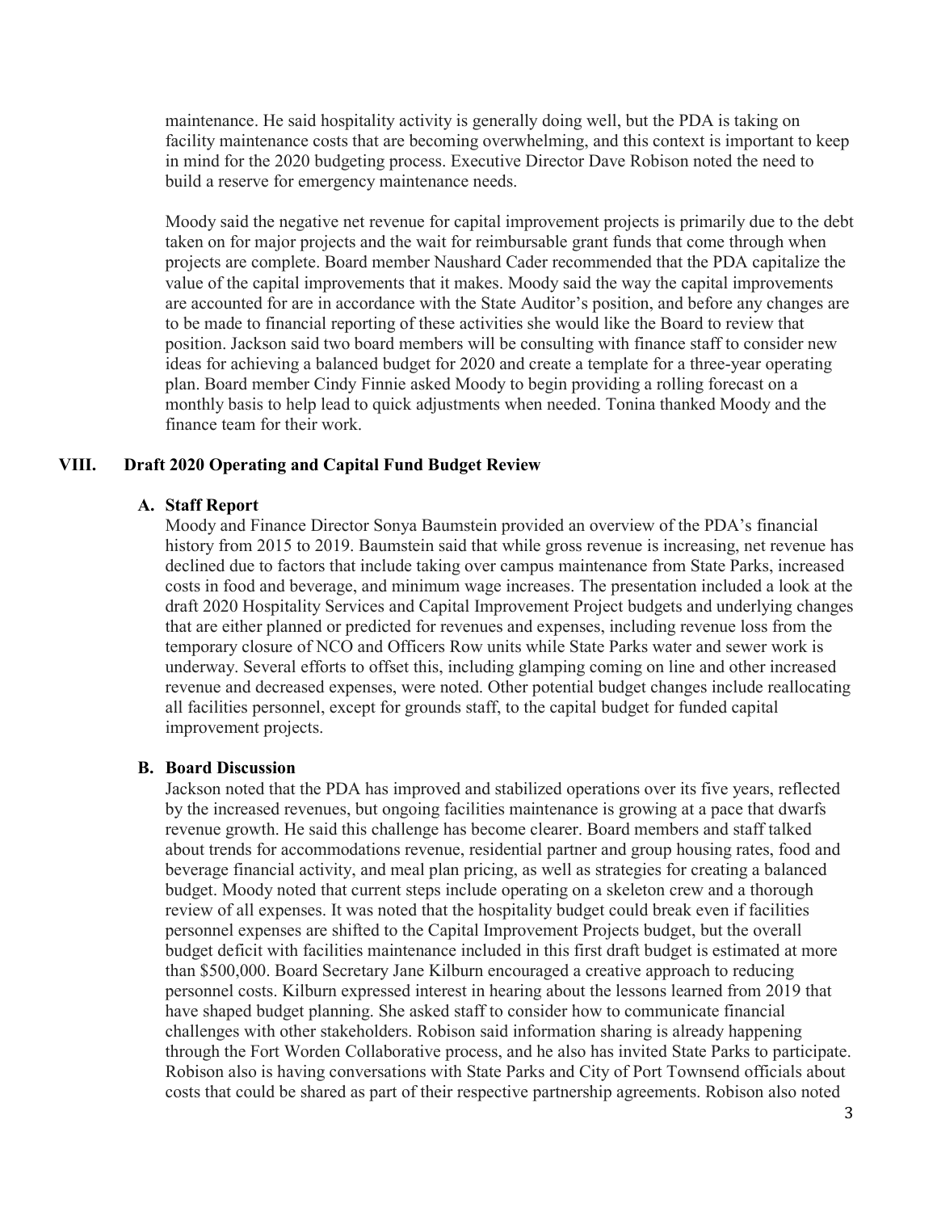maintenance. He said hospitality activity is generally doing well, but the PDA is taking on facility maintenance costs that are becoming overwhelming, and this context is important to keep in mind for the 2020 budgeting process. Executive Director Dave Robison noted the need to build a reserve for emergency maintenance needs.

Moody said the negative net revenue for capital improvement projects is primarily due to the debt taken on for major projects and the wait for reimbursable grant funds that come through when projects are complete. Board member Naushard Cader recommended that the PDA capitalize the value of the capital improvements that it makes. Moody said the way the capital improvements are accounted for are in accordance with the State Auditor's position, and before any changes are to be made to financial reporting of these activities she would like the Board to review that position. Jackson said two board members will be consulting with finance staff to consider new ideas for achieving a balanced budget for 2020 and create a template for a three-year operating plan. Board member Cindy Finnie asked Moody to begin providing a rolling forecast on a monthly basis to help lead to quick adjustments when needed. Tonina thanked Moody and the finance team for their work.

## VIII. Draft 2020 Operating and Capital Fund Budget Review

### A. Staff Report

Moody and Finance Director Sonya Baumstein provided an overview of the PDA's financial history from 2015 to 2019. Baumstein said that while gross revenue is increasing, net revenue has declined due to factors that include taking over campus maintenance from State Parks, increased costs in food and beverage, and minimum wage increases. The presentation included a look at the draft 2020 Hospitality Services and Capital Improvement Project budgets and underlying changes that are either planned or predicted for revenues and expenses, including revenue loss from the temporary closure of NCO and Officers Row units while State Parks water and sewer work is underway. Several efforts to offset this, including glamping coming on line and other increased revenue and decreased expenses, were noted. Other potential budget changes include reallocating all facilities personnel, except for grounds staff, to the capital budget for funded capital improvement projects.

### B. Board Discussion

Jackson noted that the PDA has improved and stabilized operations over its five years, reflected by the increased revenues, but ongoing facilities maintenance is growing at a pace that dwarfs revenue growth. He said this challenge has become clearer. Board members and staff talked about trends for accommodations revenue, residential partner and group housing rates, food and beverage financial activity, and meal plan pricing, as well as strategies for creating a balanced budget. Moody noted that current steps include operating on a skeleton crew and a thorough review of all expenses. It was noted that the hospitality budget could break even if facilities personnel expenses are shifted to the Capital Improvement Projects budget, but the overall budget deficit with facilities maintenance included in this first draft budget is estimated at more than $500,000. Board Secretary Jane Kilburn encouraged a creative approach to reducing personnel costs. Kilburn expressed interest in hearing about the lessons learned from 2019 that have shaped budget planning. She asked staff to consider how to communicate financial challenges with other stakeholders. Robison said information sharing is already happening through the Fort Worden Collaborative process, and he also has invited State Parks to participate. Robison also is having conversations with State Parks and City of Port Townsend officials about costs that could be shared as part of their respective partnership agreements. Robison also noted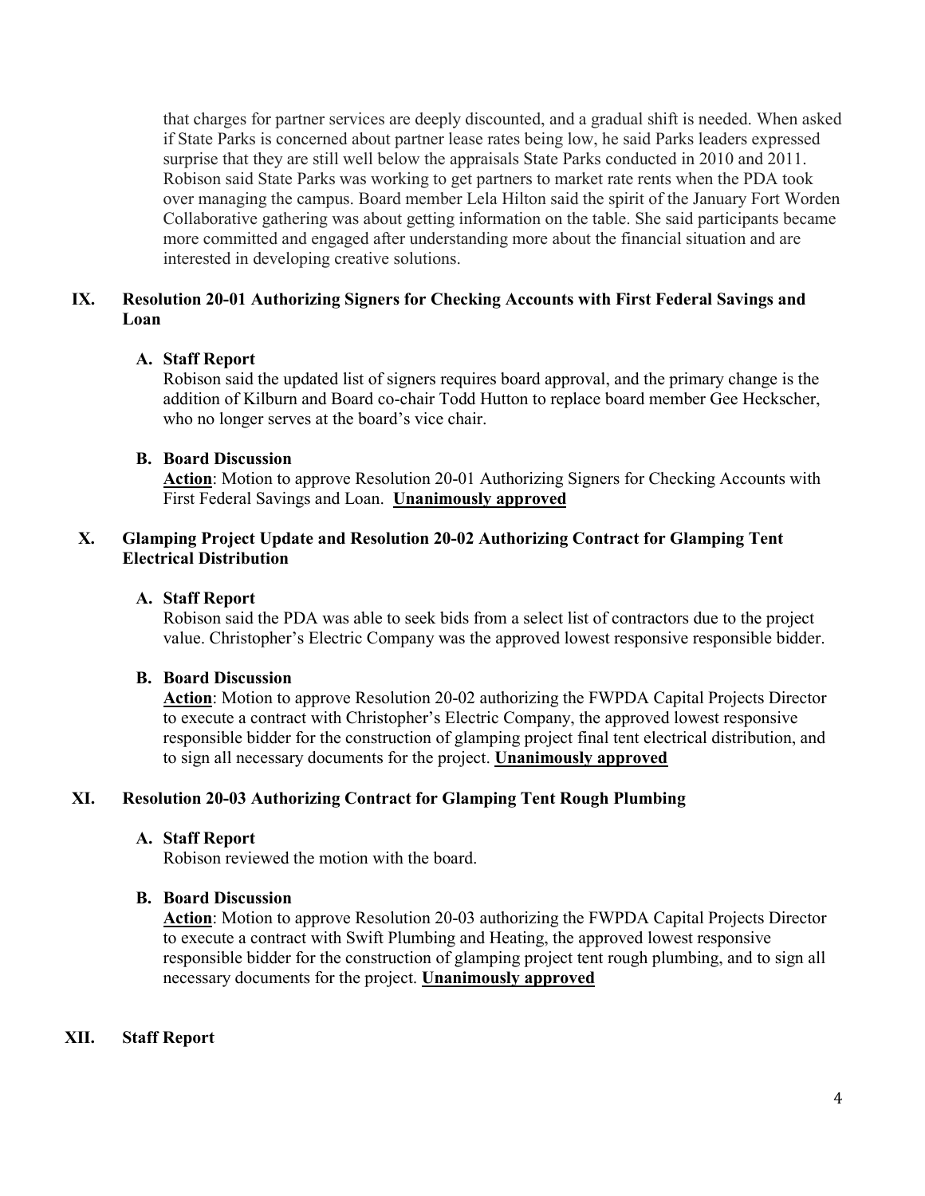that charges for partner services are deeply discounted, and a gradual shift is needed. When asked if State Parks is concerned about partner lease rates being low, he said Parks leaders expressed surprise that they are still well below the appraisals State Parks conducted in 2010 and 2011. Robison said State Parks was working to get partners to market rate rents when the PDA took over managing the campus. Board member Lela Hilton said the spirit of the January Fort Worden Collaborative gathering was about getting information on the table. She said participants became more committed and engaged after understanding more about the financial situation and are interested in developing creative solutions.

## IX. Resolution 20-01 Authorizing Signers for Checking Accounts with First Federal Savings and Loan

### A. Staff Report

Robison said the updated list of signers requires board approval, and the primary change is the addition of Kilburn and Board co-chair Todd Hutton to replace board member Gee Heckscher, who no longer serves at the board's vice chair.

### B. Board Discussion

**Action**: Motion to approve Resolution 20-01 Authorizing Signers for Checking Accounts with First Federal Savings and Loan. **Unanimously approved**

## X. Glamping Project Update and Resolution 20-02 Authorizing Contract for Glamping Tent Electrical Distribution

### A. Staff Report

Robison said the PDA was able to seek bids from a select list of contractors due to the project value. Christopher's Electric Company was the approved lowest responsive responsible bidder.

### B. Board Discussion

**Action**: Motion to approve Resolution 20-02 authorizing the FWPDA Capital Projects Director to execute a contract with Christopher's Electric Company, the approved lowest responsive responsible bidder for the construction of glamping project final tent electrical distribution, and to sign all necessary documents for the project. **Unanimously approved**

## XI. Resolution 20-03 Authorizing Contract for Glamping Tent Rough Plumbing

### A. Staff Report

Robison reviewed the motion with the board.

### B. Board Discussion

**Action**: Motion to approve Resolution 20-03 authorizing the FWPDA Capital Projects Director to execute a contract with Swift Plumbing and Heating, the approved lowest responsive responsible bidder for the construction of glamping project tent rough plumbing, and to sign all necessary documents for the project. **Unanimously approved**

## XII. Staff Report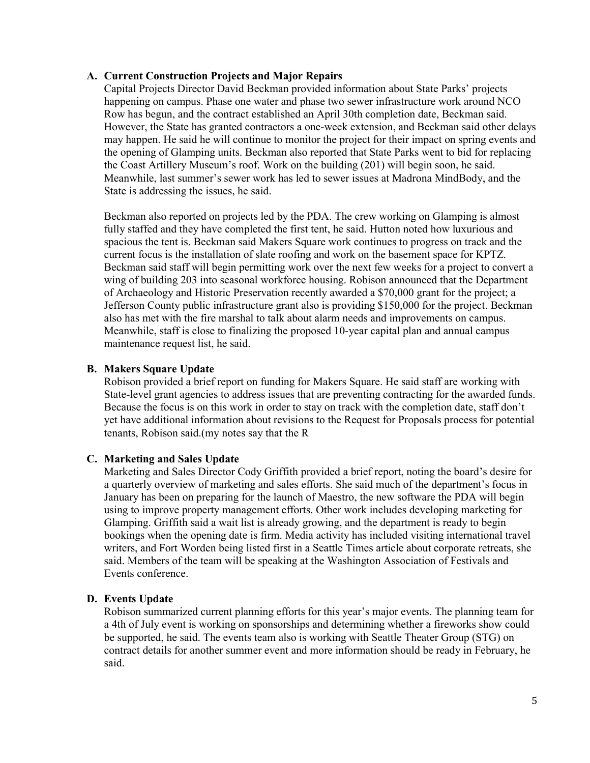**A. Current Construction Projects and Major Repairs**

Capital Projects Director David Beckman provided information about State Parks' projects happening on campus. Phase one water and phase two sewer infrastructure work around NCO Row has begun, and the contract established an April 30th completion date, Beckman said. However, the State has granted contractors a one-week extension, and Beckman said other delays may happen. He said he will continue to monitor the project for their impact on spring events and the opening of Glamping units. Beckman also reported that State Parks went to bid for replacing the Coast Artillery Museum's roof. Work on the building (201) will begin soon, he said. Meanwhile, last summer's sewer work has led to sewer issues at Madrona MindBody, and the State is addressing the issues, he said.

Beckman also reported on projects led by the PDA. The crew working on Glamping is almost fully staffed and they have completed the first tent, he said. Hutton noted how luxurious and spacious the tent is. Beckman said Makers Square work continues to progress on track and the current focus is the installation of slate roofing and work on the basement space for KPTZ. Beckman said staff will begin permitting work over the next few weeks for a project to convert a wing of building 203 into seasonal workforce housing. Robison announced that the Department of Archaeology and Historic Preservation recently awarded a $70,000 grant for the project; a Jefferson County public infrastructure grant also is providing $150,000 for the project. Beckman also has met with the fire marshal to talk about alarm needs and improvements on campus. Meanwhile, staff is close to finalizing the proposed 10-year capital plan and annual campus maintenance request list, he said.

**B. Makers Square Update**

Robison provided a brief report on funding for Makers Square. He said staff are working with State-level grant agencies to address issues that are preventing contracting for the awarded funds. Because the focus is on this work in order to stay on track with the completion date, staff don't yet have additional information about revisions to the Request for Proposals process for potential tenants, Robison said.(my notes say that the R

**C. Marketing and Sales Update**

Marketing and Sales Director Cody Griffith provided a brief report, noting the board's desire for a quarterly overview of marketing and sales efforts. She said much of the department's focus in January has been on preparing for the launch of Maestro, the new software the PDA will begin using to improve property management efforts. Other work includes developing marketing for Glamping. Griffith said a wait list is already growing, and the department is ready to begin bookings when the opening date is firm. Media activity has included visiting international travel writers, and Fort Worden being listed first in a Seattle Times article about corporate retreats, she said. Members of the team will be speaking at the Washington Association of Festivals and Events conference.

**D. Events Update**

Robison summarized current planning efforts for this year's major events. The planning team for a 4th of July event is working on sponsorships and determining whether a fireworks show could be supported, he said. The events team also is working with Seattle Theater Group (STG) on contract details for another summer event and more information should be ready in February, he said.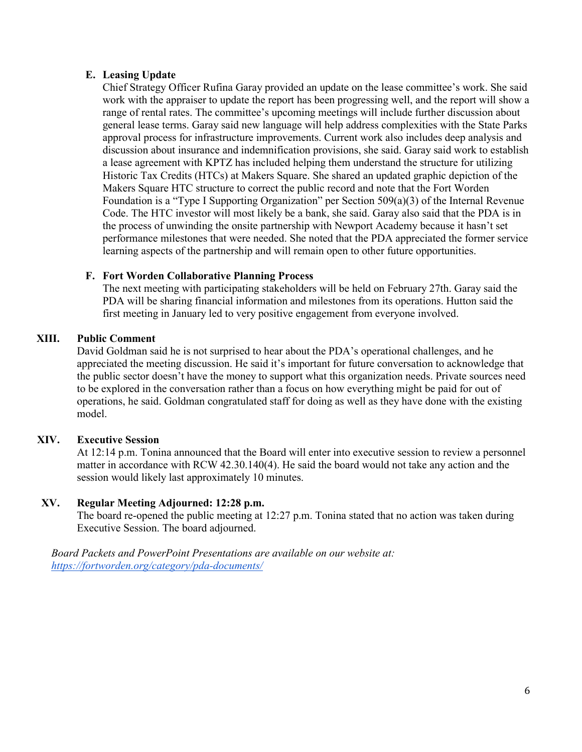### E. Leasing Update

Chief Strategy Officer Rufina Garay provided an update on the lease committee's work. She said work with the appraiser to update the report has been progressing well, and the report will show a range of rental rates. The committee's upcoming meetings will include further discussion about general lease terms. Garay said new language will help address complexities with the State Parks approval process for infrastructure improvements. Current work also includes deep analysis and discussion about insurance and indemnification provisions, she said. Garay said work to establish a lease agreement with KPTZ has included helping them understand the structure for utilizing Historic Tax Credits (HTCs) at Makers Square. She shared an updated graphic depiction of the Makers Square HTC structure to correct the public record and note that the Fort Worden Foundation is a "Type I Supporting Organization" per Section 509(a)(3) of the Internal Revenue Code. The HTC investor will most likely be a bank, she said. Garay also said that the PDA is in the process of unwinding the onsite partnership with Newport Academy because it hasn't set performance milestones that were needed. She noted that the PDA appreciated the former service learning aspects of the partnership and will remain open to other future opportunities.

### F. Fort Worden Collaborative Planning Process

The next meeting with participating stakeholders will be held on February 27th. Garay said the PDA will be sharing financial information and milestones from its operations. Hutton said the first meeting in January led to very positive engagement from everyone involved.

## XIII. Public Comment

David Goldman said he is not surprised to hear about the PDA's operational challenges, and he appreciated the meeting discussion. He said it's important for future conversation to acknowledge that the public sector doesn't have the money to support what this organization needs. Private sources need to be explored in the conversation rather than a focus on how everything might be paid for out of operations, he said. Goldman congratulated staff for doing as well as they have done with the existing model.

## XIV. Executive Session

At 12:14 p.m. Tonina announced that the Board will enter into executive session to review a personnel matter in accordance with RCW 42.30.140(4). He said the board would not take any action and the session would likely last approximately 10 minutes.

## XV. Regular Meeting Adjourned: 12:28 p.m.

The board re-opened the public meeting at 12:27 p.m. Tonina stated that no action was taken during Executive Session. The board adjourned.

*Board Packets and PowerPoint Presentations are available on our website at:* *https://fortworden.org/category/pda-documents/*